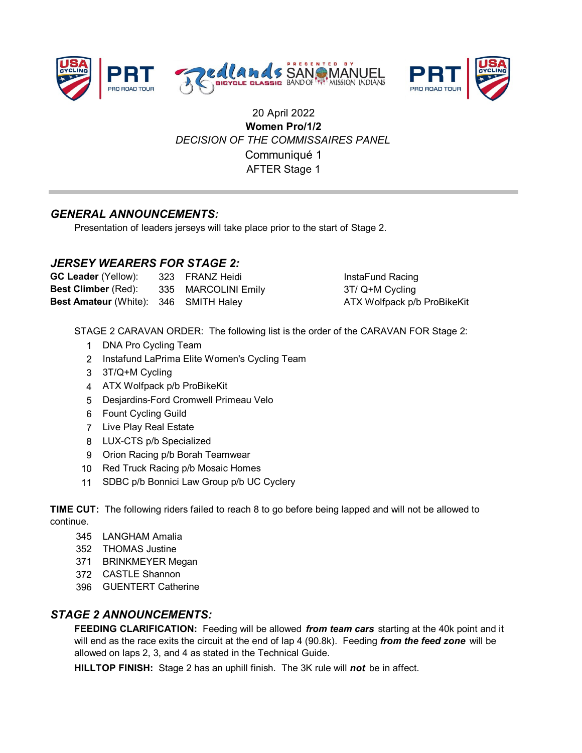20 April 2022

**Women Pro/1/2**

*DECISION OF THE COMMISSAIRES PANEL*

Communiqué 1

AFTER Stage 1

## *GENERAL ANNOUNCEMENTS:*

Presentation of leaders jerseys will take place prior to the start of Stage 2.

## *JERSEY WEARERS FOR STAGE 2:*

| | | | |
|---|---|---|---|
| **GC Leader** (Yellow): | 323 | FRANZ Heidi | InstaFund Racing |
| **Best Climber** (Red): | 335 | MARCOLINI Emily | 3T/ Q+M Cycling |
| **Best Amateur** (White): | 346 | SMITH Haley | ATX Wolfpack p/b ProBikeKit |

STAGE 2 CARAVAN ORDER: The following list is the order of the CARAVAN FOR Stage 2:

1. DNA Pro Cycling Team
2. Instafund LaPrima Elite Women's Cycling Team
3. 3T/Q+M Cycling
4. ATX Wolfpack p/b ProBikeKit
5. Desjardins-Ford Cromwell Primeau Velo
6. Fount Cycling Guild
7. Live Play Real Estate
8. LUX-CTS p/b Specialized
9. Orion Racing p/b Borah Teamwear
10. Red Truck Racing p/b Mosaic Homes
11. SDBC p/b Bonnici Law Group p/b UC Cyclery

**TIME CUT:** The following riders failed to reach 8 to go before being lapped and will not be allowed to continue.

- 345 LANGHAM Amalia
- 352 THOMAS Justine
- 371 BRINKMEYER Megan
- 372 CASTLE Shannon
- 396 GUENTERT Catherine

## *STAGE 2 ANNOUNCEMENTS:*

**FEEDING CLARIFICATION:** Feeding will be allowed ***from team cars*** starting at the 40k point and it will end as the race exits the circuit at the end of lap 4 (90.8k). Feeding ***from the feed zone*** will be allowed on laps 2, 3, and 4 as stated in the Technical Guide.

**HILLTOP FINISH:** Stage 2 has an uphill finish. The 3K rule will ***not*** be in affect.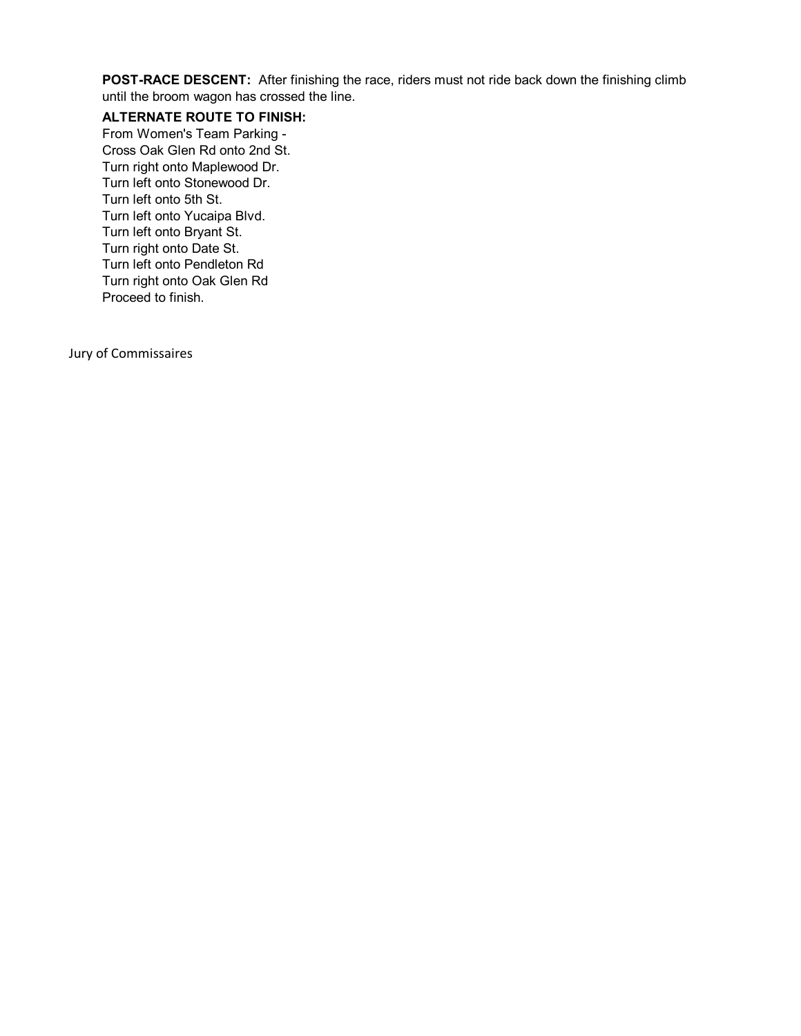**POST-RACE DESCENT:** After finishing the race, riders must not ride back down the finishing climb until the broom wagon has crossed the line.

**ALTERNATE ROUTE TO FINISH:**

From Women's Team Parking -
Cross Oak Glen Rd onto 2nd St.
Turn right onto Maplewood Dr.
Turn left onto Stonewood Dr.
Turn left onto 5th St.
Turn left onto Yucaipa Blvd.
Turn left onto Bryant St.
Turn right onto Date St.
Turn left onto Pendleton Rd
Turn right onto Oak Glen Rd
Proceed to finish.

Jury of Commissaires